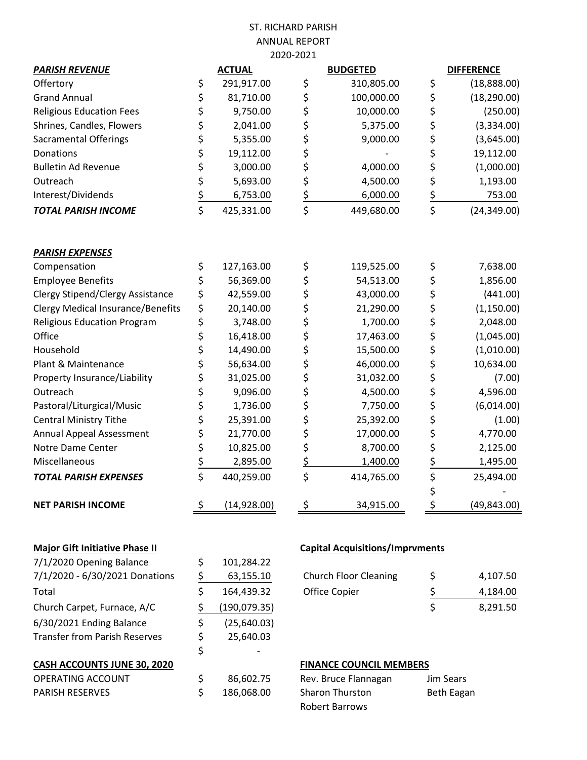ST. RICHARD PARISH
ANNUAL REPORT
2020-2021

| ***PARISH REVENUE*** | **ACTUAL** | **BUDGETED** | **DIFFERENCE** |
|---|---|---|---|
| Offertory | $ 291,917.00 | $ 310,805.00 | $ (18,888.00) |
| Grand Annual | $ 81,710.00 | $ 100,000.00 | $ (18,290.00) |
| Religious Education Fees | $ 9,750.00 | $ 10,000.00 | $ (250.00) |
| Shrines, Candles, Flowers | $ 2,041.00 | $ 5,375.00 | $ (3,334.00) |
| Sacramental Offerings | $ 5,355.00 | $ 9,000.00 | $ (3,645.00) |
| Donations | $ 19,112.00 | $ - | $ 19,112.00 |
| Bulletin Ad Revenue | $ 3,000.00 | $ 4,000.00 | $ (1,000.00) |
| Outreach | $ 5,693.00 | $ 4,500.00 | $ 1,193.00 |
| Interest/Dividends | $ 6,753.00 | $ 6,000.00 | $ 753.00 |
| ***TOTAL PARISH INCOME*** | $ 425,331.00 | $ 449,680.00 | $ (24,349.00) |

| ***PARISH EXPENSES*** | | | |
|---|---|---|---|
| Compensation | $ 127,163.00 | $ 119,525.00 | $ 7,638.00 |
| Employee Benefits | $ 56,369.00 | $ 54,513.00 | $ 1,856.00 |
| Clergy Stipend/Clergy Assistance | $ 42,559.00 | $ 43,000.00 | $ (441.00) |
| Clergy Medical Insurance/Benefits | $ 20,140.00 | $ 21,290.00 | $ (1,150.00) |
| Religious Education Program | $ 3,748.00 | $ 1,700.00 | $ 2,048.00 |
| Office | $ 16,418.00 | $ 17,463.00 | $ (1,045.00) |
| Household | $ 14,490.00 | $ 15,500.00 | $ (1,010.00) |
| Plant & Maintenance | $ 56,634.00 | $ 46,000.00 | $ 10,634.00 |
| Property Insurance/Liability | $ 31,025.00 | $ 31,032.00 | $ (7.00) |
| Outreach | $ 9,096.00 | $ 4,500.00 | $ 4,596.00 |
| Pastoral/Liturgical/Music | $ 1,736.00 | $ 7,750.00 | $ (6,014.00) |
| Central Ministry Tithe | $ 25,391.00 | $ 25,392.00 | $ (1.00) |
| Annual Appeal Assessment | $ 21,770.00 | $ 17,000.00 | $ 4,770.00 |
| Notre Dame Center | $ 10,825.00 | $ 8,700.00 | $ 2,125.00 |
| Miscellaneous | $ 2,895.00 | $ 1,400.00 | $ 1,495.00 |
| ***TOTAL PARISH EXPENSES*** | $ 440,259.00 | $ 414,765.00 | $ 25,494.00 |
| | | | $ - |
| **NET PARISH INCOME** | $ (14,928.00) | $ 34,915.00 | $ (49,843.00) |

**Major Gift Initiative Phase II**

| | |
|---|---|
| 7/1/2020 Opening Balance | $ 101,284.22 |
| 7/1/2020 - 6/30/2021 Donations | $ 63,155.10 |
| Total | $ 164,439.32 |
| Church Carpet, Furnace, A/C | $ (190,079.35) |
| 6/30/2021 Ending Balance | $ (25,640.03) |
| Transfer from Parish Reserves | $ 25,640.03 |
| | $ - |

**Capital Acquisitions/Imprvments**

| | |
|---|---|
| Church Floor Cleaning | $ 4,107.50 |
| Office Copier | $ 4,184.00 |
| | $ 8,291.50 |

**CASH ACCOUNTS JUNE 30, 2020**

| | |
|---|---|
| OPERATING ACCOUNT | $ 86,602.75 |
| PARISH RESERVES | $ 186,068.00 |

**FINANCE COUNCIL MEMBERS**

| | |
|---|---|
| Rev. Bruce Flannagan | Jim Sears |
| Sharon Thurston | Beth Eagan |
| Robert Barrows | |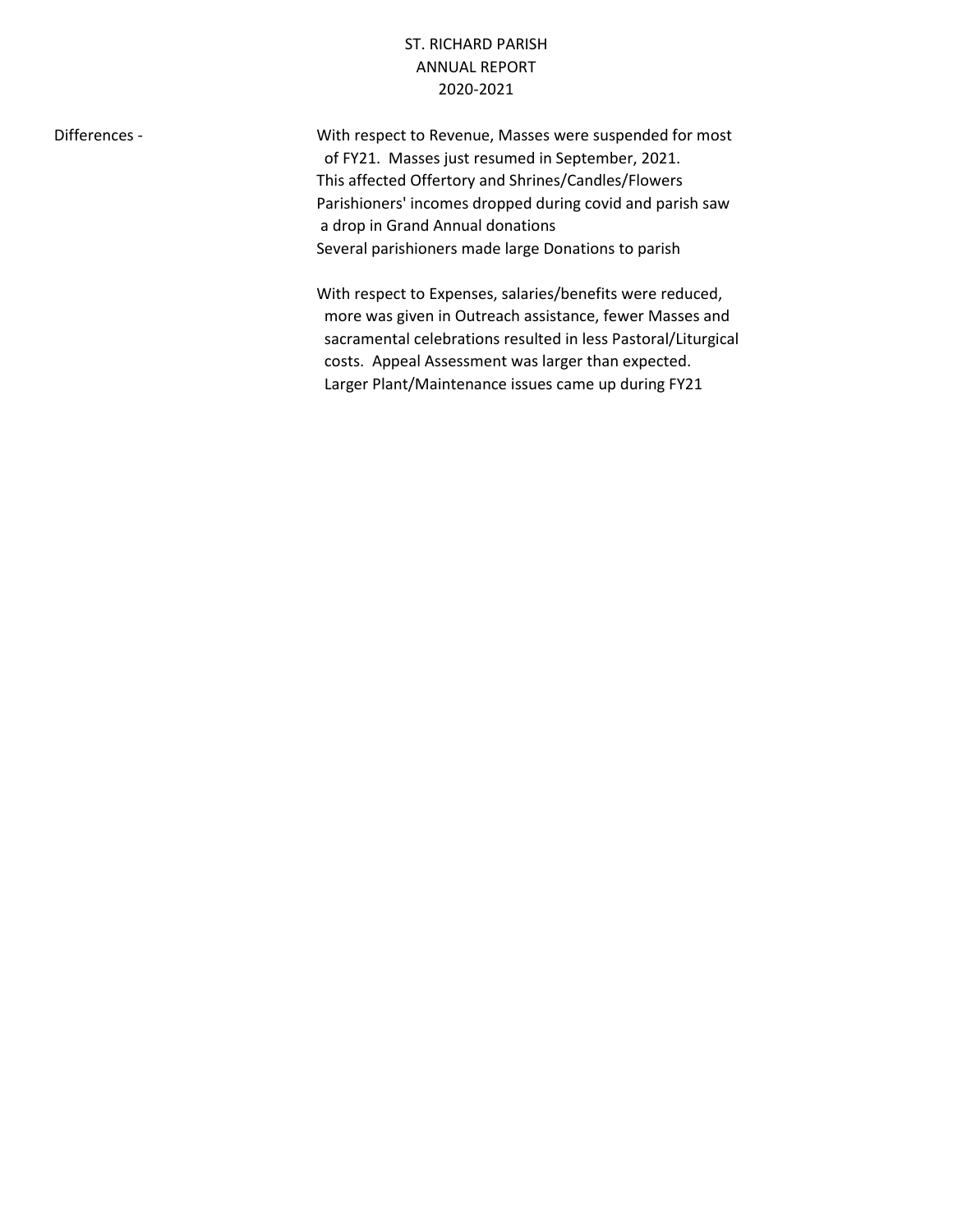ST. RICHARD PARISH
ANNUAL REPORT
2020-2021

Differences -

With respect to Revenue, Masses were suspended for most of FY21. Masses just resumed in September, 2021.
This affected Offertory and Shrines/Candles/Flowers
Parishioners' incomes dropped during covid and parish saw a drop in Grand Annual donations
Several parishioners made large Donations to parish

With respect to Expenses, salaries/benefits were reduced, more was given in Outreach assistance, fewer Masses and sacramental celebrations resulted in less Pastoral/Liturgical costs. Appeal Assessment was larger than expected. Larger Plant/Maintenance issues came up during FY21